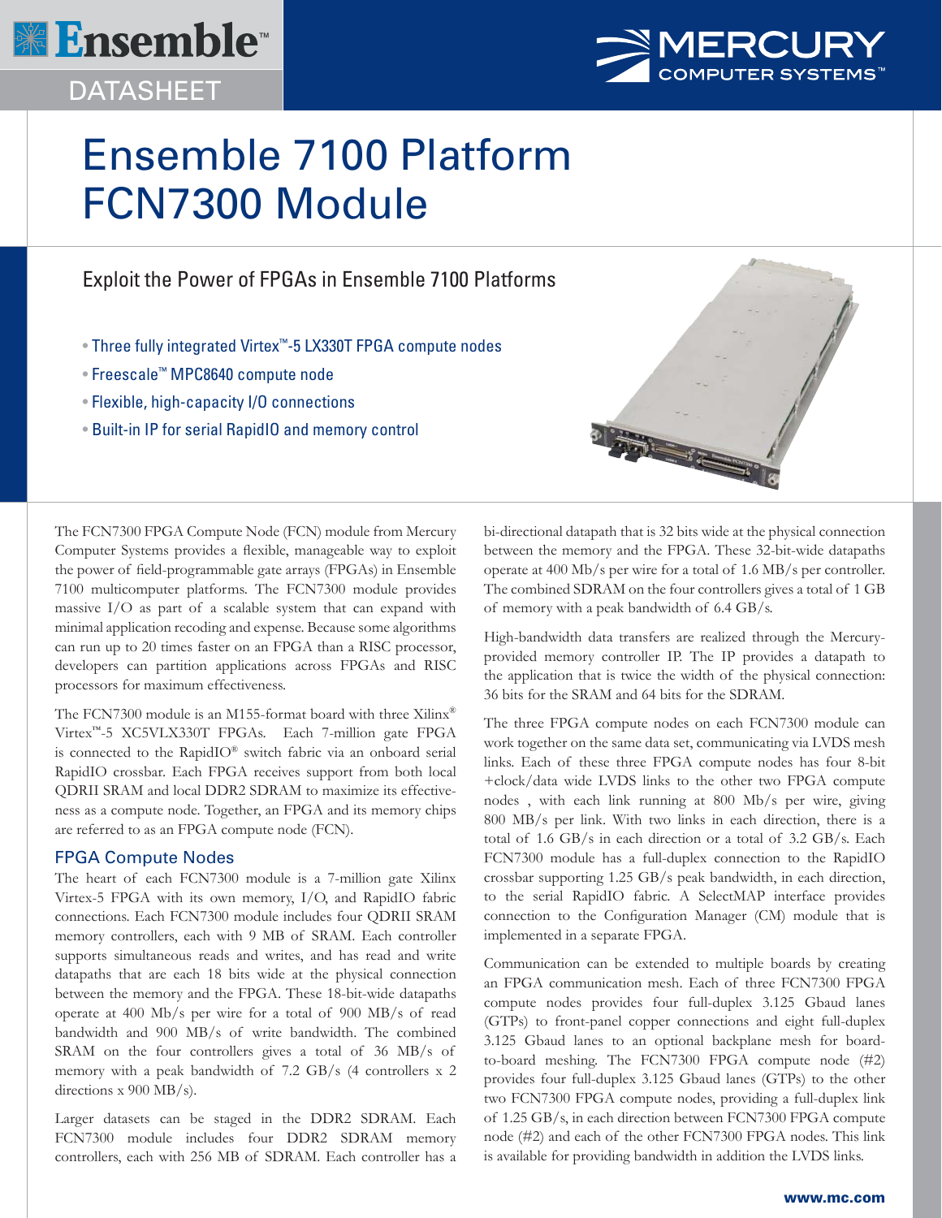# Ensemble 7100 Platform FCN7300 Module

## Exploit the Power of FPGAs in Ensemble 7100 Platforms

- Three fully integrated Virtex™-5 LX330T FPGA compute nodes
- Freescale™ MPC8640 compute node
- Flexible, high-capacity I/O connections
- Built-in IP for serial RapidIO and memory control

The FCN7300 FPGA Compute Node (FCN) module from Mercury Computer Systems provides a flexible, manageable way to exploit the power of field-programmable gate arrays (FPGAs) in Ensemble 7100 multicomputer platforms. The FCN7300 module provides massive I/O as part of a scalable system that can expand with minimal application recoding and expense. Because some algorithms can run up to 20 times faster on an FPGA than a RISC processor, developers can partition applications across FPGAs and RISC processors for maximum effectiveness.

The FCN7300 module is an M155-format board with three Xilinx® Virtex™-5 XC5VLX330T FPGAs. Each 7-million gate FPGA is connected to the RapidIO® switch fabric via an onboard serial RapidIO crossbar. Each FPGA receives support from both local QDRII SRAM and local DDR2 SDRAM to maximize its effectiveness as a compute node. Together, an FPGA and its memory chips are referred to as an FPGA compute node (FCN).

### FPGA Compute Nodes

The heart of each FCN7300 module is a 7-million gate Xilinx Virtex-5 FPGA with its own memory, I/O, and RapidIO fabric connections. Each FCN7300 module includes four QDRII SRAM memory controllers, each with 9 MB of SRAM. Each controller supports simultaneous reads and writes, and has read and write datapaths that are each 18 bits wide at the physical connection between the memory and the FPGA. These 18-bit-wide datapaths operate at 400 Mb/s per wire for a total of 900 MB/s of read bandwidth and 900 MB/s of write bandwidth. The combined SRAM on the four controllers gives a total of 36 MB/s of memory with a peak bandwidth of 7.2 GB/s (4 controllers x 2 directions x 900 MB/s).

Larger datasets can be staged in the DDR2 SDRAM. Each FCN7300 module includes four DDR2 SDRAM memory controllers, each with 256 MB of SDRAM. Each controller has a bi-directional datapath that is 32 bits wide at the physical connection between the memory and the FPGA. These 32-bit-wide datapaths operate at 400 Mb/s per wire for a total of 1.6 MB/s per controller. The combined SDRAM on the four controllers gives a total of 1 GB of memory with a peak bandwidth of 6.4 GB/s.

High-bandwidth data transfers are realized through the Mercury-provided memory controller IP. The IP provides a datapath to the application that is twice the width of the physical connection: 36 bits for the SRAM and 64 bits for the SDRAM.

The three FPGA compute nodes on each FCN7300 module can work together on the same data set, communicating via LVDS mesh links. Each of these three FPGA compute nodes has four 8-bit +clock/data wide LVDS links to the other two FPGA compute nodes , with each link running at 800 Mb/s per wire, giving 800 MB/s per link. With two links in each direction, there is a total of 1.6 GB/s in each direction or a total of 3.2 GB/s. Each FCN7300 module has a full-duplex connection to the RapidIO crossbar supporting 1.25 GB/s peak bandwidth, in each direction, to the serial RapidIO fabric. A SelectMAP interface provides connection to the Configuration Manager (CM) module that is implemented in a separate FPGA.

Communication can be extended to multiple boards by creating an FPGA communication mesh. Each of three FCN7300 FPGA compute nodes provides four full-duplex 3.125 Gbaud lanes (GTPs) to front-panel copper connections and eight full-duplex 3.125 Gbaud lanes to an optional backplane mesh for board-to-board meshing. The FCN7300 FPGA compute node (#2) provides four full-duplex 3.125 Gbaud lanes (GTPs) to the other two FCN7300 FPGA compute nodes, providing a full-duplex link of 1.25 GB/s, in each direction between FCN7300 FPGA compute node (#2) and each of the other FCN7300 FPGA nodes. This link is available for providing bandwidth in addition the LVDS links.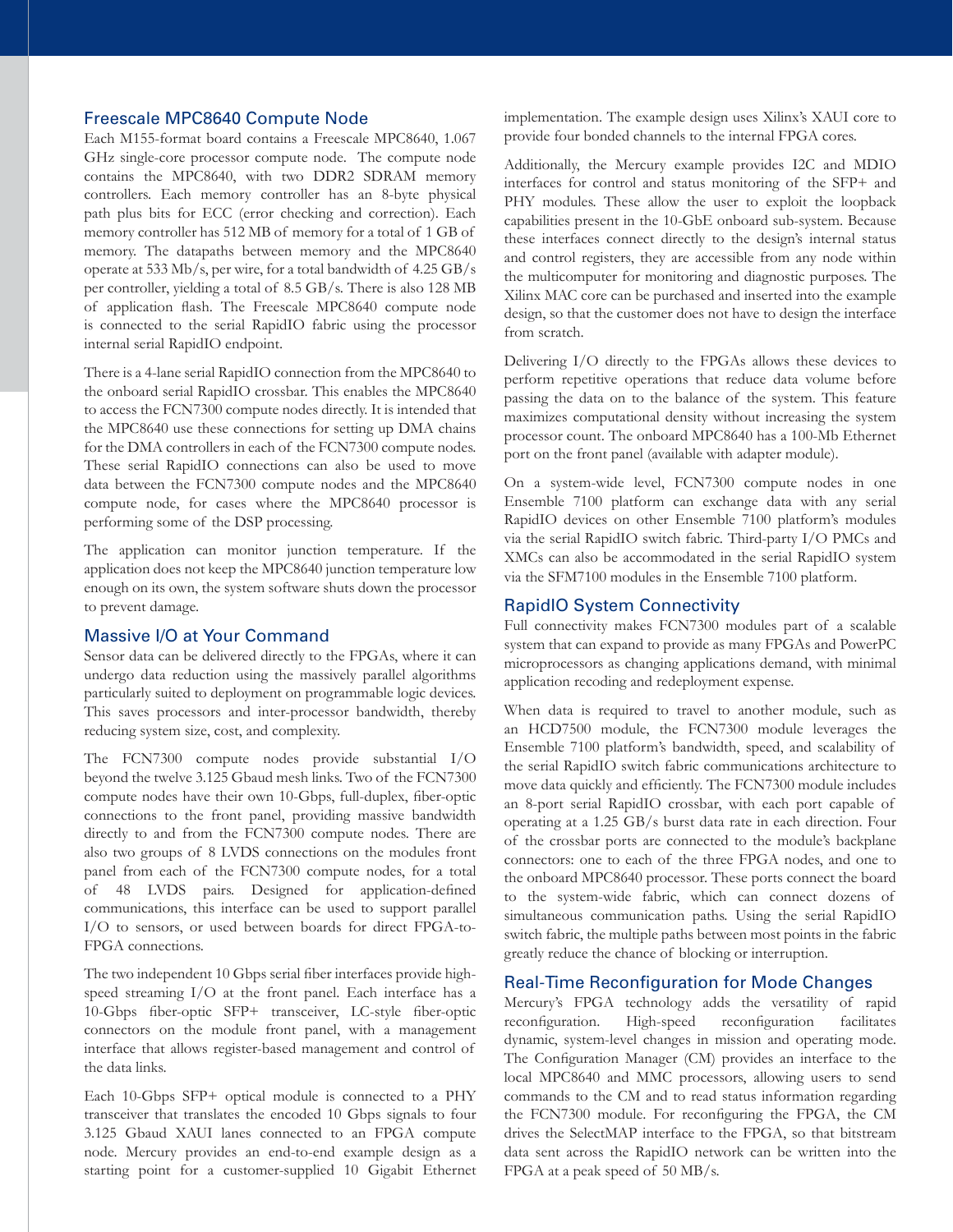## Freescale MPC8640 Compute Node

Each M155-format board contains a Freescale MPC8640, 1.067 GHz single-core processor compute node. The compute node contains the MPC8640, with two DDR2 SDRAM memory controllers. Each memory controller has an 8-byte physical path plus bits for ECC (error checking and correction). Each memory controller has 512 MB of memory for a total of 1 GB of memory. The datapaths between memory and the MPC8640 operate at 533 Mb/s, per wire, for a total bandwidth of 4.25 GB/s per controller, yielding a total of 8.5 GB/s. There is also 128 MB of application flash. The Freescale MPC8640 compute node is connected to the serial RapidIO fabric using the processor internal serial RapidIO endpoint.

There is a 4-lane serial RapidIO connection from the MPC8640 to the onboard serial RapidIO crossbar. This enables the MPC8640 to access the FCN7300 compute nodes directly. It is intended that the MPC8640 use these connections for setting up DMA chains for the DMA controllers in each of the FCN7300 compute nodes. These serial RapidIO connections can also be used to move data between the FCN7300 compute nodes and the MPC8640 compute node, for cases where the MPC8640 processor is performing some of the DSP processing.

The application can monitor junction temperature. If the application does not keep the MPC8640 junction temperature low enough on its own, the system software shuts down the processor to prevent damage.

## Massive I/O at Your Command

Sensor data can be delivered directly to the FPGAs, where it can undergo data reduction using the massively parallel algorithms particularly suited to deployment on programmable logic devices. This saves processors and inter-processor bandwidth, thereby reducing system size, cost, and complexity.

The FCN7300 compute nodes provide substantial I/O beyond the twelve 3.125 Gbaud mesh links. Two of the FCN7300 compute nodes have their own 10-Gbps, full-duplex, fiber-optic connections to the front panel, providing massive bandwidth directly to and from the FCN7300 compute nodes. There are also two groups of 8 LVDS connections on the modules front panel from each of the FCN7300 compute nodes, for a total of 48 LVDS pairs. Designed for application-defined communications, this interface can be used to support parallel I/O to sensors, or used between boards for direct FPGA-to-FPGA connections.

The two independent 10 Gbps serial fiber interfaces provide high-speed streaming I/O at the front panel. Each interface has a 10-Gbps fiber-optic SFP+ transceiver, LC-style fiber-optic connectors on the module front panel, with a management interface that allows register-based management and control of the data links.

Each 10-Gbps SFP+ optical module is connected to a PHY transceiver that translates the encoded 10 Gbps signals to four 3.125 Gbaud XAUI lanes connected to an FPGA compute node. Mercury provides an end-to-end example design as a starting point for a customer-supplied 10 Gigabit Ethernet implementation. The example design uses Xilinx's XAUI core to provide four bonded channels to the internal FPGA cores.

Additionally, the Mercury example provides I2C and MDIO interfaces for control and status monitoring of the SFP+ and PHY modules. These allow the user to exploit the loopback capabilities present in the 10-GbE onboard sub-system. Because these interfaces connect directly to the design's internal status and control registers, they are accessible from any node within the multicomputer for monitoring and diagnostic purposes. The Xilinx MAC core can be purchased and inserted into the example design, so that the customer does not have to design the interface from scratch.

Delivering I/O directly to the FPGAs allows these devices to perform repetitive operations that reduce data volume before passing the data on to the balance of the system. This feature maximizes computational density without increasing the system processor count. The onboard MPC8640 has a 100-Mb Ethernet port on the front panel (available with adapter module).

On a system-wide level, FCN7300 compute nodes in one Ensemble 7100 platform can exchange data with any serial RapidIO devices on other Ensemble 7100 platform's modules via the serial RapidIO switch fabric. Third-party I/O PMCs and XMCs can also be accommodated in the serial RapidIO system via the SFM7100 modules in the Ensemble 7100 platform.

## RapidIO System Connectivity

Full connectivity makes FCN7300 modules part of a scalable system that can expand to provide as many FPGAs and PowerPC microprocessors as changing applications demand, with minimal application recoding and redeployment expense.

When data is required to travel to another module, such as an HCD7500 module, the FCN7300 module leverages the Ensemble 7100 platform's bandwidth, speed, and scalability of the serial RapidIO switch fabric communications architecture to move data quickly and efficiently. The FCN7300 module includes an 8-port serial RapidIO crossbar, with each port capable of operating at a 1.25 GB/s burst data rate in each direction. Four of the crossbar ports are connected to the module's backplane connectors: one to each of the three FPGA nodes, and one to the onboard MPC8640 processor. These ports connect the board to the system-wide fabric, which can connect dozens of simultaneous communication paths. Using the serial RapidIO switch fabric, the multiple paths between most points in the fabric greatly reduce the chance of blocking or interruption.

## Real-Time Reconfiguration for Mode Changes

Mercury's FPGA technology adds the versatility of rapid reconfiguration. High-speed reconfiguration facilitates dynamic, system-level changes in mission and operating mode. The Configuration Manager (CM) provides an interface to the local MPC8640 and MMC processors, allowing users to send commands to the CM and to read status information regarding the FCN7300 module. For reconfiguring the FPGA, the CM drives the SelectMAP interface to the FPGA, so that bitstream data sent across the RapidIO network can be written into the FPGA at a peak speed of 50 MB/s.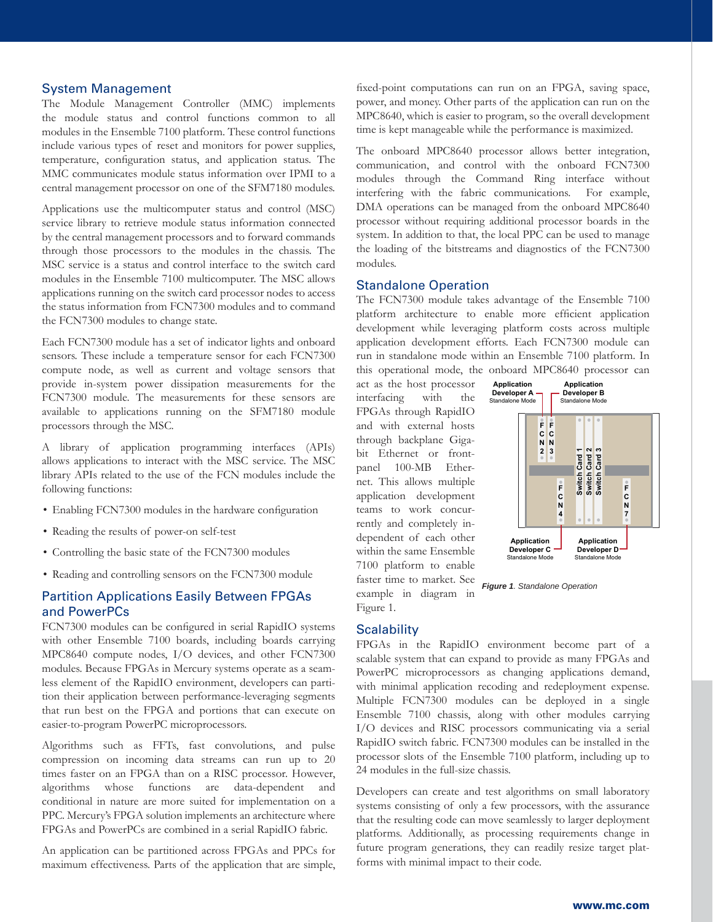## System Management

The Module Management Controller (MMC) implements the module status and control functions common to all modules in the Ensemble 7100 platform. These control functions include various types of reset and monitors for power supplies, temperature, configuration status, and application status. The MMC communicates module status information over IPMI to a central management processor on one of the SFM7180 modules.

Applications use the multicomputer status and control (MSC) service library to retrieve module status information connected by the central management processors and to forward commands through those processors to the modules in the chassis. The MSC service is a status and control interface to the switch card modules in the Ensemble 7100 multicomputer. The MSC allows applications running on the switch card processor nodes to access the status information from FCN7300 modules and to command the FCN7300 modules to change state.

Each FCN7300 module has a set of indicator lights and onboard sensors. These include a temperature sensor for each FCN7300 compute node, as well as current and voltage sensors that provide in-system power dissipation measurements for the FCN7300 module. The measurements for these sensors are available to applications running on the SFM7180 module processors through the MSC.

A library of application programming interfaces (APIs) allows applications to interact with the MSC service. The MSC library APIs related to the use of the FCN modules include the following functions:

- Enabling FCN7300 modules in the hardware configuration
- Reading the results of power-on self-test
- Controlling the basic state of the FCN7300 modules
- Reading and controlling sensors on the FCN7300 module

## Partition Applications Easily Between FPGAs and PowerPCs

FCN7300 modules can be configured in serial RapidIO systems with other Ensemble 7100 boards, including boards carrying MPC8640 compute nodes, I/O devices, and other FCN7300 modules. Because FPGAs in Mercury systems operate as a seamless element of the RapidIO environment, developers can partition their application between performance-leveraging segments that run best on the FPGA and portions that can execute on easier-to-program PowerPC microprocessors.

Algorithms such as FFTs, fast convolutions, and pulse compression on incoming data streams can run up to 20 times faster on an FPGA than on a RISC processor. However, algorithms whose functions are data-dependent and conditional in nature are more suited for implementation on a PPC. Mercury's FPGA solution implements an architecture where FPGAs and PowerPCs are combined in a serial RapidIO fabric.

An application can be partitioned across FPGAs and PPCs for maximum effectiveness. Parts of the application that are simple, fixed-point computations can run on an FPGA, saving space, power, and money. Other parts of the application can run on the MPC8640, which is easier to program, so the overall development time is kept manageable while the performance is maximized.

The onboard MPC8640 processor allows better integration, communication, and control with the onboard FCN7300 modules through the Command Ring interface without interfering with the fabric communications. For example, DMA operations can be managed from the onboard MPC8640 processor without requiring additional processor boards in the system. In addition to that, the local PPC can be used to manage the loading of the bitstreams and diagnostics of the FCN7300 modules.

## Standalone Operation

The FCN7300 module takes advantage of the Ensemble 7100 platform architecture to enable more efficient application development while leveraging platform costs across multiple application development efforts. Each FCN7300 module can run in standalone mode within an Ensemble 7100 platform. In this operational mode, the onboard MPC8640 processor can act as the host processor interfacing with the FPGAs through RapidIO and with external hosts through backplane Gigabit Ethernet or front-panel 100-MB Ethernet. This allows multiple application development teams to work concurrently and completely independent of each other within the same Ensemble 7100 platform to enable faster time to market. See example in diagram in Figure 1.

Application Developer A Standalone Mode | Application Developer B Standalone Mode | FCN 2 | FCN 3 | FCN 4 | Switch Card 1 | Switch Card 2 | Switch Card 3 | FCN 7 | Application Developer C Standalone Mode | Application Developer D Standalone Mode

***Figure 1**. Standalone Operation*

## Scalability

FPGAs in the RapidIO environment become part of a scalable system that can expand to provide as many FPGAs and PowerPC microprocessors as changing applications demand, with minimal application recoding and redeployment expense. Multiple FCN7300 modules can be deployed in a single Ensemble 7100 chassis, along with other modules carrying I/O devices and RISC processors communicating via a serial RapidIO switch fabric. FCN7300 modules can be installed in the processor slots of the Ensemble 7100 platform, including up to 24 modules in the full-size chassis.

Developers can create and test algorithms on small laboratory systems consisting of only a few processors, with the assurance that the resulting code can move seamlessly to larger deployment platforms. Additionally, as processing requirements change in future program generations, they can readily resize target platforms with minimal impact to their code.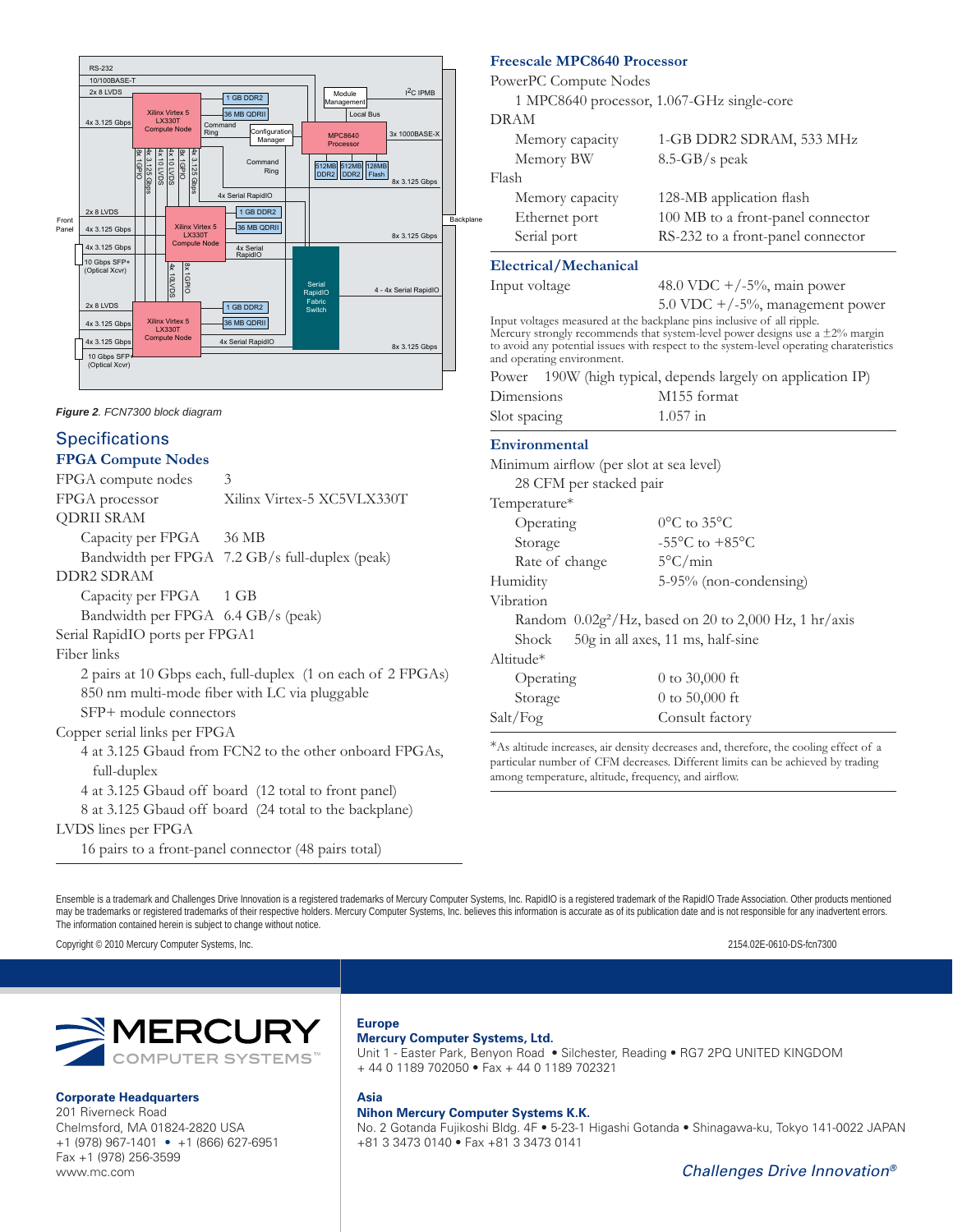Figure 2. FCN7300 block diagram

## Specifications

### FPGA Compute Nodes

| | |
|---|---|
| FPGA compute nodes | 3 |
| FPGA processor | Xilinx Virtex-5 XC5VLX330T |
| QDRII SRAM | |
| Capacity per FPGA | 36 MB |
| Bandwidth per FPGA | 7.2 GB/s full-duplex (peak) |
| DDR2 SDRAM | |
| Capacity per FPGA | 1 GB |
| Bandwidth per FPGA | 6.4 GB/s (peak) |

Serial RapidIO ports per FPGA1

Fiber links

- 2 pairs at 10 Gbps each, full-duplex (1 on each of 2 FPGAs)
- 850 nm multi-mode fiber with LC via pluggable
- SFP+ module connectors

Copper serial links per FPGA

- 4 at 3.125 Gbaud from FCN2 to the other onboard FPGAs, full-duplex
- 4 at 3.125 Gbaud off board (12 total to front panel)
- 8 at 3.125 Gbaud off board (24 total to the backplane)

LVDS lines per FPGA

- 16 pairs to a front-panel connector (48 pairs total)

### Freescale MPC8640 Processor

PowerPC Compute Nodes

1 MPC8640 processor, 1.067-GHz single-core

| | |
|---|---|
| DRAM | |
| Memory capacity | 1-GB DDR2 SDRAM, 533 MHz |
| Memory BW | 8.5-GB/s peak |
| Flash | |
| Memory capacity | 128-MB application flash |
| Ethernet port | 100 MB to a front-panel connector |
| Serial port | RS-232 to a front-panel connector |

### Electrical/Mechanical

| | |
|---|---|
| Input voltage | 48.0 VDC +/-5%, main power |
| | 5.0 VDC +/-5%, management power |

Input voltages measured at the backplane pins inclusive of all ripple. Mercury strongly recommends that system-level power designs use a ±2% margin to avoid any potential issues with respect to the system-level operating charateristics and operating environment.

| | |
|---|---|
| Power | 190W (high typical, depends largely on application IP) |
| Dimensions | M155 format |
| Slot spacing | 1.057 in |

### Environmental

Minimum airflow (per slot at sea level)

28 CFM per stacked pair

| | |
|---|---|
| Temperature* | |
| Operating | 0°C to 35°C |
| Storage | -55°C to +85°C |
| Rate of change | 5°C/min |
| Humidity | 5-95% (non-condensing) |
| Vibration | |
| Random | $0.02g^2$/Hz, based on 20 to 2,000 Hz, 1 hr/axis |
| Shock | 50g in all axes, 11 ms, half-sine |
| Altitude* | |
| Operating | 0 to 30,000 ft |
| Storage | 0 to 50,000 ft |
| Salt/Fog | Consult factory |

*As altitude increases, air density decreases and, therefore, the cooling effect of a particular number of CFM decreases. Different limits can be achieved by trading among temperature, altitude, frequency, and airflow.

Ensemble is a trademark and Challenges Drive Innovation is a registered trademarks of Mercury Computer Systems, Inc. RapidIO is a registered trademark of the RapidIO Trade Association. Other products mentioned may be trademarks or registered trademarks of their respective holders. Mercury Computer Systems, Inc. believes this information is accurate as of its publication date and is not responsible for any inadvertent errors. The information contained herein is subject to change without notice.

Copyright © 2010 Mercury Computer Systems, Inc.

2154.02E-0610-DS-fcn7300

**Corporate Headquarters**
201 Riverneck Road
Chelmsford, MA 01824-2820 USA
+1 (978) 967-1401 • +1 (866) 627-6951
Fax +1 (978) 256-3599
www.mc.com

**Europe**
**Mercury Computer Systems, Ltd.**
Unit 1 - Easter Park, Benyon Road • Silchester, Reading • RG7 2PQ UNITED KINGDOM
+ 44 0 1189 702050 • Fax + 44 0 1189 702321

**Asia**
**Nihon Mercury Computer Systems K.K.**
No. 2 Gotanda Fujikoshi Bldg. 4F • 5-23-1 Higashi Gotanda • Shinagawa-ku, Tokyo 141-0022 JAPAN
+81 3 3473 0140 • Fax +81 3 3473 0141

*Challenges Drive Innovation®*